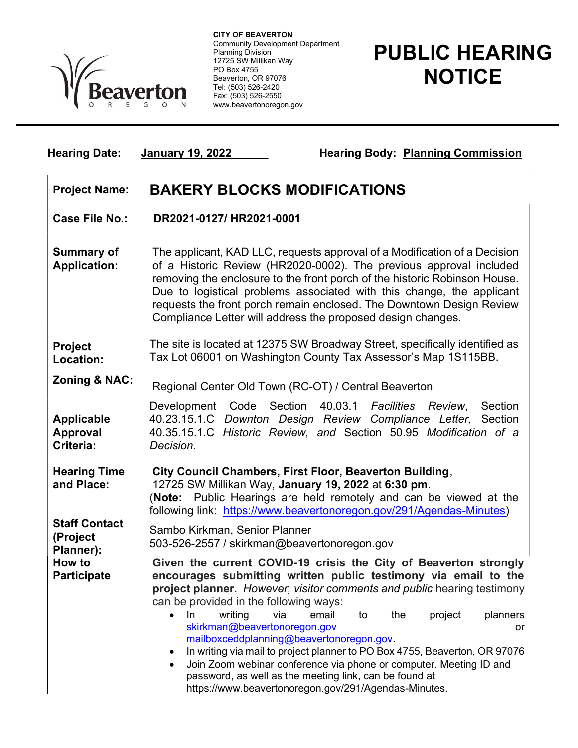CITY OF BEAVERTON
Community Development Department
Planning Division
12725 SW Millikan Way
PO Box 4755
Beaverton, OR 97076
Tel: (503) 526-2420
Fax: (503) 526-2550
www.beavertonoregon.gov

# PUBLIC HEARING NOTICE

**Hearing Date:** January 19, 2022 **Hearing Body:** Planning Commission

| | |
|---|---|
| **Project Name:** | **BAKERY BLOCKS MODIFICATIONS** |
| **Case File No.:** | **DR2021-0127/ HR2021-0001** |
| **Summary of Application:** | The applicant, KAD LLC, requests approval of a Modification of a Decision of a Historic Review (HR2020-0002). The previous approval included removing the enclosure to the front porch of the historic Robinson House. Due to logistical problems associated with this change, the applicant requests the front porch remain enclosed. The Downtown Design Review Compliance Letter will address the proposed design changes. |
| **Project Location:** | The site is located at 12375 SW Broadway Street, specifically identified as Tax Lot 06001 on Washington County Tax Assessor's Map 1S115BB. |
| **Zoning & NAC:** | Regional Center Old Town (RC-OT) / Central Beaverton |
| **Applicable Approval Criteria:** | Development Code Section 40.03.1 *Facilities Review*, Section 40.23.15.1.C *Downton Design Review Compliance Letter,* Section 40.35.15.1.C *Historic Review, and* Section 50.95 *Modification of a Decision.* |
| **Hearing Time and Place:** | **City Council Chambers, First Floor, Beaverton Building**, 12725 SW Millikan Way, **January 19, 2022** at **6:30 pm**. (**Note:** Public Hearings are held remotely and can be viewed at the following link: https://www.beavertonoregon.gov/291/Agendas-Minutes) |
| **Staff Contact (Project Planner):** | Sambo Kirkman, Senior Planner<br>503-526-2557 / skirkman@beavertonoregon.gov |
| **How to Participate** | **Given the current COVID-19 crisis the City of Beaverton strongly encourages submitting written public testimony via email to the project planner.** *However, visitor comments and public* hearing testimony can be provided in the following ways:<br>• In writing via email to the project planners skirkman@beavertonoregon.gov or mailboxceddplanning@beavertonoregon.gov.<br>• In writing via mail to project planner to PO Box 4755, Beaverton, OR 97076<br>• Join Zoom webinar conference via phone or computer. Meeting ID and password, as well as the meeting link, can be found at https://www.beavertonoregon.gov/291/Agendas-Minutes. |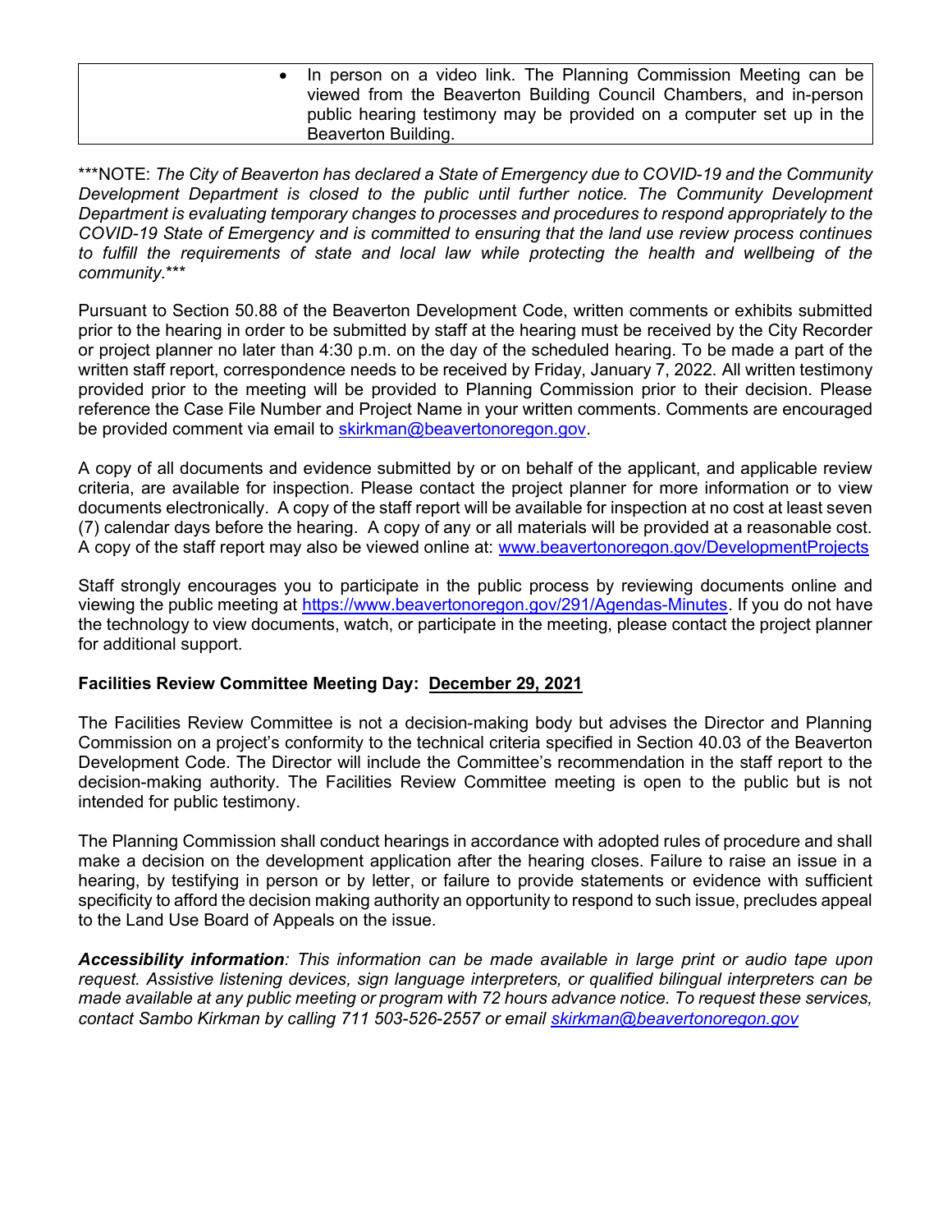| | • In person on a video link. The Planning Commission Meeting can be viewed from the Beaverton Building Council Chambers, and in-person public hearing testimony may be provided on a computer set up in the Beaverton Building. |
|---|---|

***NOTE: *The City of Beaverton has declared a State of Emergency due to COVID-19 and the Community Development Department is closed to the public until further notice. The Community Development Department is evaluating temporary changes to processes and procedures to respond appropriately to the COVID-19 State of Emergency and is committed to ensuring that the land use review process continues to fulfill the requirements of state and local law while protecting the health and wellbeing of the community.****

Pursuant to Section 50.88 of the Beaverton Development Code, written comments or exhibits submitted prior to the hearing in order to be submitted by staff at the hearing must be received by the City Recorder or project planner no later than 4:30 p.m. on the day of the scheduled hearing. To be made a part of the written staff report, correspondence needs to be received by Friday, January 7, 2022. All written testimony provided prior to the meeting will be provided to Planning Commission prior to their decision. Please reference the Case File Number and Project Name in your written comments. Comments are encouraged be provided comment via email to skirkman@beavertonoregon.gov.

A copy of all documents and evidence submitted by or on behalf of the applicant, and applicable review criteria, are available for inspection. Please contact the project planner for more information or to view documents electronically. A copy of the staff report will be available for inspection at no cost at least seven (7) calendar days before the hearing. A copy of any or all materials will be provided at a reasonable cost. A copy of the staff report may also be viewed online at: www.beavertonoregon.gov/DevelopmentProjects

Staff strongly encourages you to participate in the public process by reviewing documents online and viewing the public meeting at https://www.beavertonoregon.gov/291/Agendas-Minutes. If you do not have the technology to view documents, watch, or participate in the meeting, please contact the project planner for additional support.

**Facilities Review Committee Meeting Day: December 29, 2021**

The Facilities Review Committee is not a decision-making body but advises the Director and Planning Commission on a project's conformity to the technical criteria specified in Section 40.03 of the Beaverton Development Code. The Director will include the Committee's recommendation in the staff report to the decision-making authority. The Facilities Review Committee meeting is open to the public but is not intended for public testimony.

The Planning Commission shall conduct hearings in accordance with adopted rules of procedure and shall make a decision on the development application after the hearing closes. Failure to raise an issue in a hearing, by testifying in person or by letter, or failure to provide statements or evidence with sufficient specificity to afford the decision making authority an opportunity to respond to such issue, precludes appeal to the Land Use Board of Appeals on the issue.

***Accessibility information**: This information can be made available in large print or audio tape upon request. Assistive listening devices, sign language interpreters, or qualified bilingual interpreters can be made available at any public meeting or program with 72 hours advance notice. To request these services, contact Sambo Kirkman by calling 711 503-526-2557 or email skirkman@beavertonoregon.gov*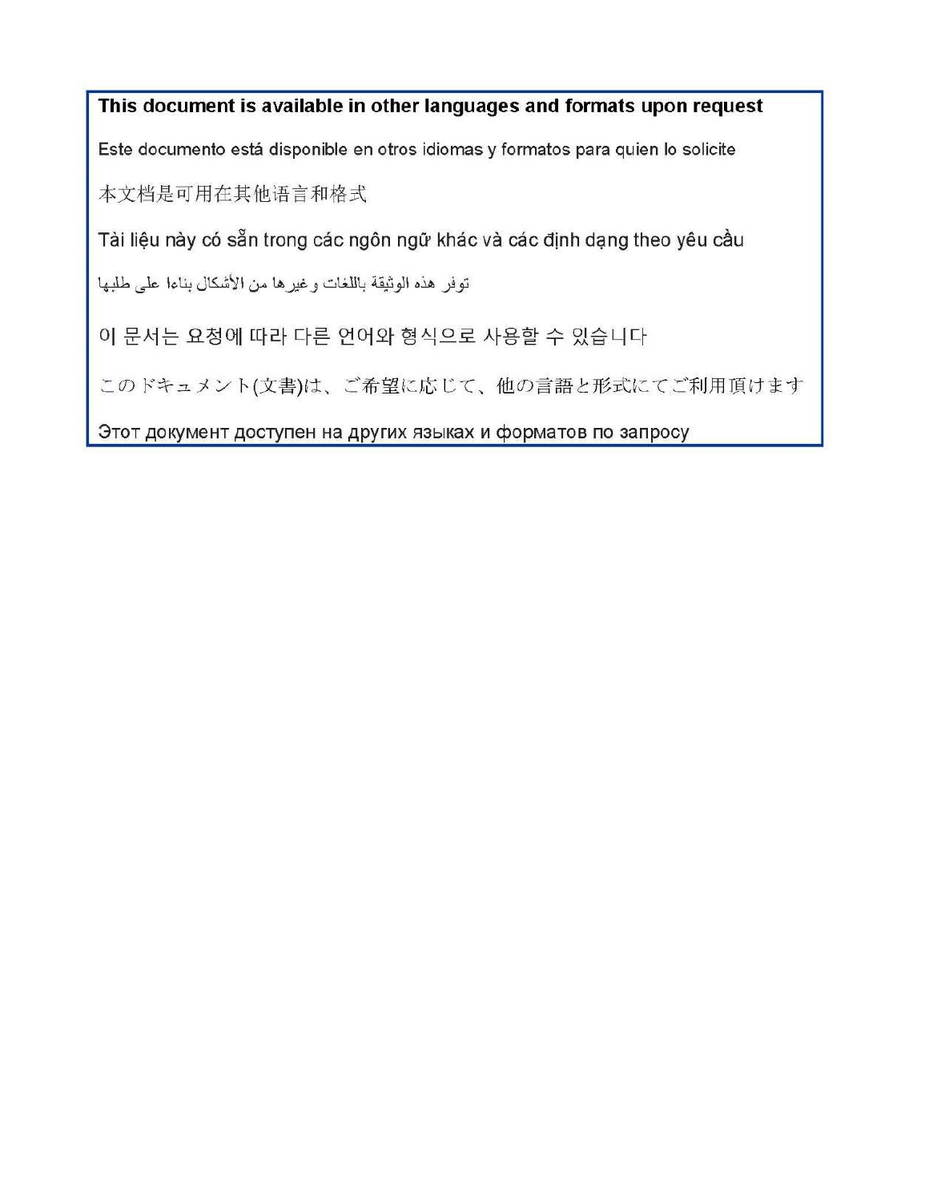**This document is available in other languages and formats upon request**

Este documento está disponible en otros idiomas y formatos para quien lo solicite

本文档是可用在其他语言和格式

Tài liệu này có sẵn trong các ngôn ngữ khác và các định dạng theo yêu cầu

توفر هذه الوثيقة باللغات وغيرها من الأشكال بناءا على طلبها

이 문서는 요청에 따라 다른 언어와 형식으로 사용할 수 있습니다

このドキュメント(文書)は、ご希望に応じて、他の言語と形式にてご利用頂けます

Этот документ доступен на других языках и форматов по запросу